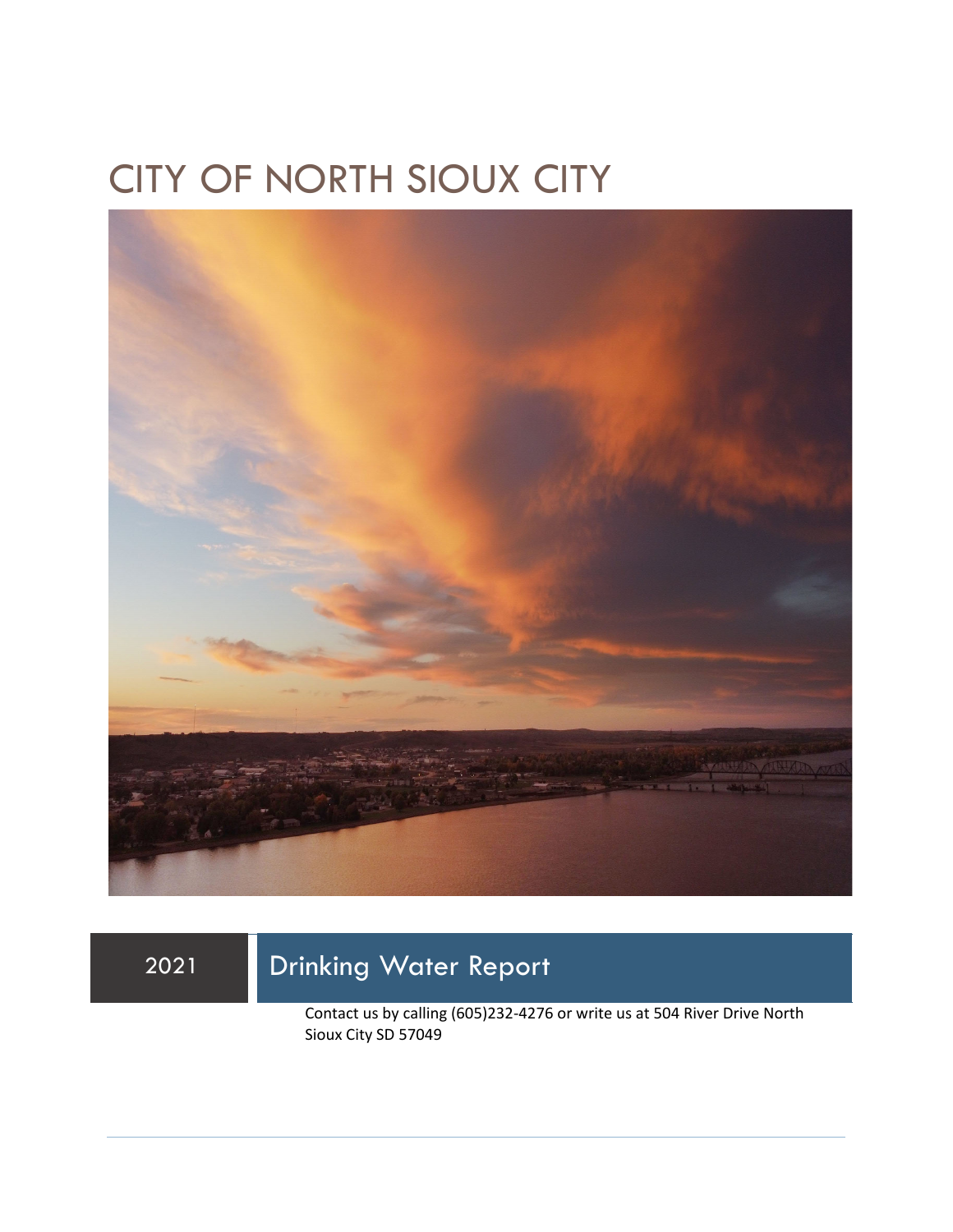# CITY OF NORTH SIOUX CITY

## 2021 Drinking Water Report

Contact us by calling (605)232-4276 or write us at 504 River Drive North Sioux City SD 57049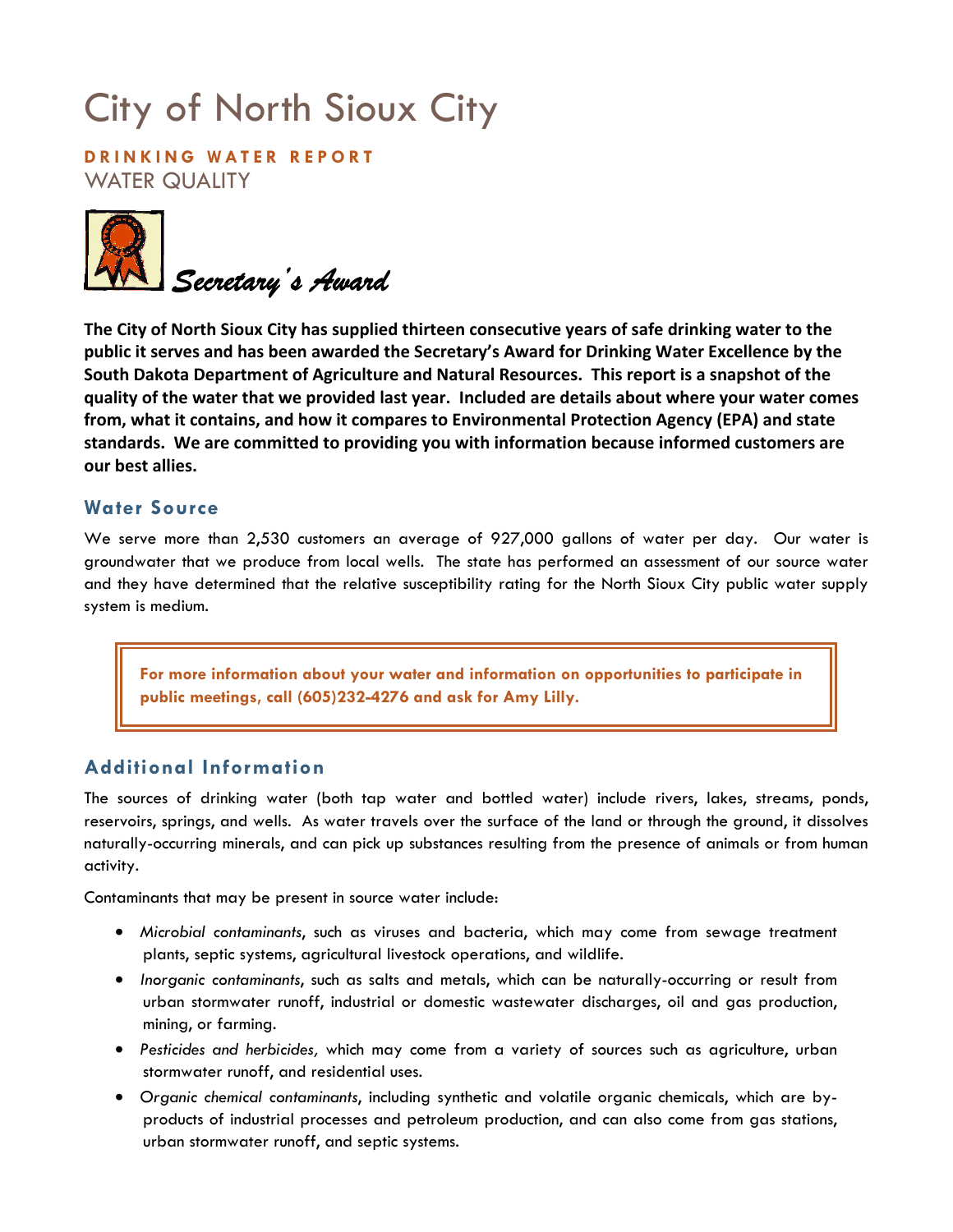# City of North Sioux City

**DRINKING WATER REPORT**

WATER QUALITY

*Secretary's Award*

**The City of North Sioux City has supplied thirteen consecutive years of safe drinking water to the public it serves and has been awarded the Secretary's Award for Drinking Water Excellence by the South Dakota Department of Agriculture and Natural Resources. This report is a snapshot of the quality of the water that we provided last year. Included are details about where your water comes from, what it contains, and how it compares to Environmental Protection Agency (EPA) and state standards. We are committed to providing you with information because informed customers are our best allies.**

## Water Source

We serve more than 2,530 customers an average of 927,000 gallons of water per day. Our water is groundwater that we produce from local wells. The state has performed an assessment of our source water and they have determined that the relative susceptibility rating for the North Sioux City public water supply system is medium.

**For more information about your water and information on opportunities to participate in public meetings, call (605)232-4276 and ask for Amy Lilly.**

## Additional Information

The sources of drinking water (both tap water and bottled water) include rivers, lakes, streams, ponds, reservoirs, springs, and wells. As water travels over the surface of the land or through the ground, it dissolves naturally-occurring minerals, and can pick up substances resulting from the presence of animals or from human activity.

Contaminants that may be present in source water include:

- *Microbial contaminants*, such as viruses and bacteria, which may come from sewage treatment plants, septic systems, agricultural livestock operations, and wildlife.
- *Inorganic contaminants*, such as salts and metals, which can be naturally-occurring or result from urban stormwater runoff, industrial or domestic wastewater discharges, oil and gas production, mining, or farming.
- *Pesticides and herbicides,* which may come from a variety of sources such as agriculture, urban stormwater runoff, and residential uses.
- *Organic chemical contaminants*, including synthetic and volatile organic chemicals, which are by-products of industrial processes and petroleum production, and can also come from gas stations, urban stormwater runoff, and septic systems.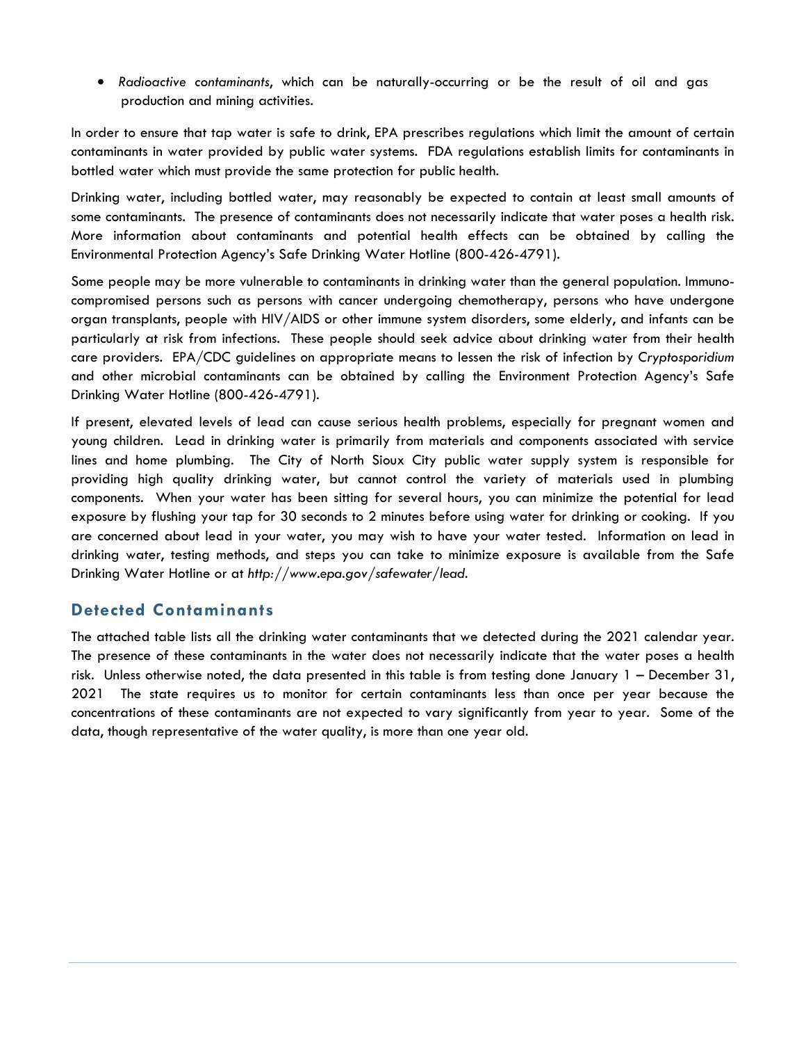- *Radioactive contaminants*, which can be naturally-occurring or be the result of oil and gas production and mining activities.

In order to ensure that tap water is safe to drink, EPA prescribes regulations which limit the amount of certain contaminants in water provided by public water systems. FDA regulations establish limits for contaminants in bottled water which must provide the same protection for public health.

Drinking water, including bottled water, may reasonably be expected to contain at least small amounts of some contaminants. The presence of contaminants does not necessarily indicate that water poses a health risk. More information about contaminants and potential health effects can be obtained by calling the Environmental Protection Agency's Safe Drinking Water Hotline (800-426-4791).

Some people may be more vulnerable to contaminants in drinking water than the general population. Immuno-compromised persons such as persons with cancer undergoing chemotherapy, persons who have undergone organ transplants, people with HIV/AIDS or other immune system disorders, some elderly, and infants can be particularly at risk from infections. These people should seek advice about drinking water from their health care providers. EPA/CDC guidelines on appropriate means to lessen the risk of infection by *Cryptosporidium* and other microbial contaminants can be obtained by calling the Environment Protection Agency's Safe Drinking Water Hotline (800-426-4791).

If present, elevated levels of lead can cause serious health problems, especially for pregnant women and young children. Lead in drinking water is primarily from materials and components associated with service lines and home plumbing. The City of North Sioux City public water supply system is responsible for providing high quality drinking water, but cannot control the variety of materials used in plumbing components. When your water has been sitting for several hours, you can minimize the potential for lead exposure by flushing your tap for 30 seconds to 2 minutes before using water for drinking or cooking. If you are concerned about lead in your water, you may wish to have your water tested. Information on lead in drinking water, testing methods, and steps you can take to minimize exposure is available from the Safe Drinking Water Hotline or at *http://www.epa.gov/safewater/lead.*

## Detected Contaminants

The attached table lists all the drinking water contaminants that we detected during the 2021 calendar year. The presence of these contaminants in the water does not necessarily indicate that the water poses a health risk. Unless otherwise noted, the data presented in this table is from testing done January 1 – December 31, 2021 The state requires us to monitor for certain contaminants less than once per year because the concentrations of these contaminants are not expected to vary significantly from year to year. Some of the data, though representative of the water quality, is more than one year old.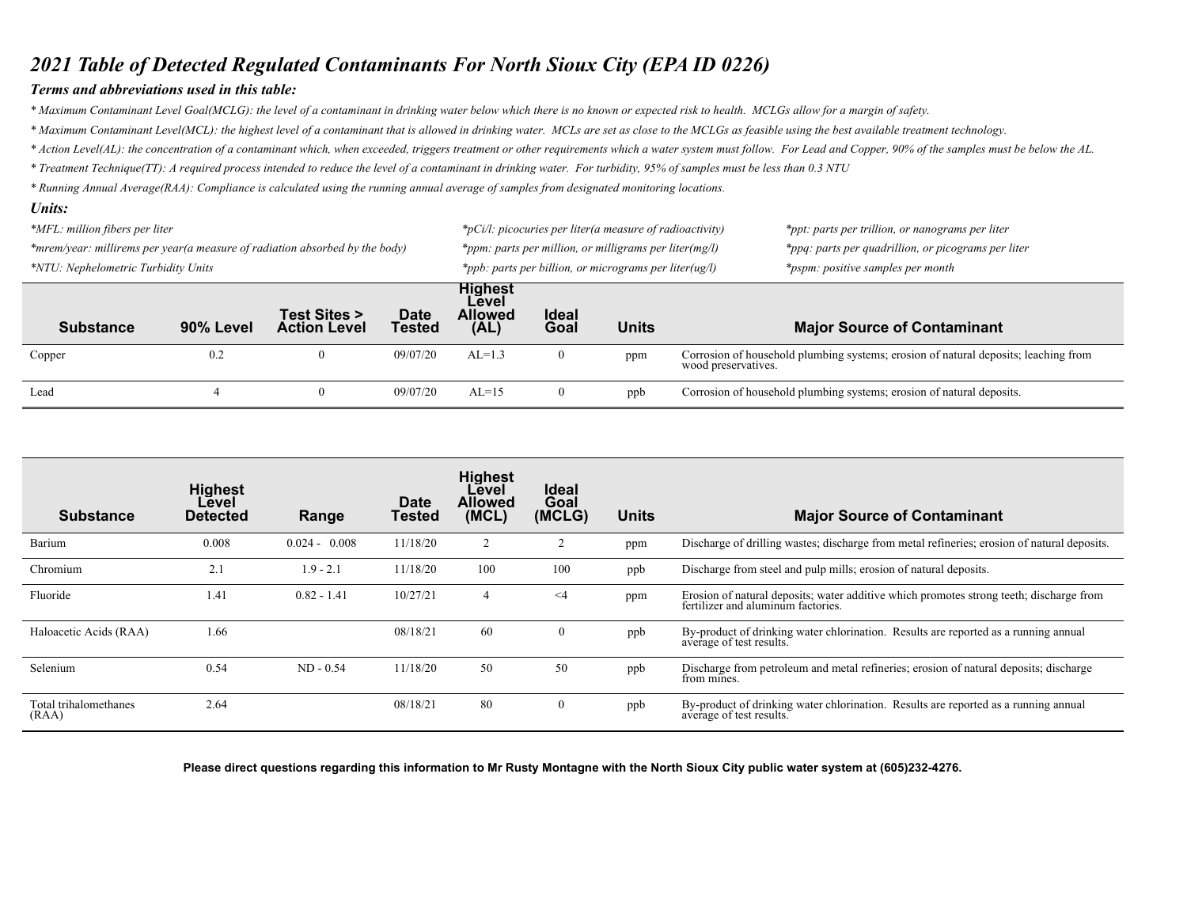# *2021 Table of Detected Regulated Contaminants For North Sioux City (EPA ID 0226)*

### *Terms and abbreviations used in this table:*

*\* Maximum Contaminant Level Goal(MCLG): the level of a contaminant in drinking water below which there is no known or expected risk to health. MCLGs allow for a margin of safety.*

*\* Maximum Contaminant Level(MCL): the highest level of a contaminant that is allowed in drinking water. MCLs are set as close to the MCLGs as feasible using the best available treatment technology.*

*\* Action Level(AL): the concentration of a contaminant which, when exceeded, triggers treatment or other requirements which a water system must follow. For Lead and Copper, 90% of the samples must be below the AL.*

*\* Treatment Technique(TT): A required process intended to reduce the level of a contaminant in drinking water. For turbidity, 95% of samples must be less than 0.3 NTU*

*\* Running Annual Average(RAA): Compliance is calculated using the running annual average of samples from designated monitoring locations.*

### *Units:*

*\*MFL: million fibers per liter*

*\*mrem/year: millirems per year(a measure of radiation absorbed by the body)*

*\*NTU: Nephelometric Turbidity Units*

*\*pCi/l: picocuries per liter(a measure of radioactivity)*

*\*ppm: parts per million, or milligrams per liter(mg/l)*

*\*ppb: parts per billion, or micrograms per liter(ug/l)*

*\*ppt: parts per trillion, or nanograms per liter*

*\*ppq: parts per quadrillion, or picograms per liter*

*\*pspm: positive samples per month*

| Substance | 90% Level | Test Sites > Action Level | Date Tested | Highest Level Allowed (AL) | Ideal Goal | Units | Major Source of Contaminant |
|---|---|---|---|---|---|---|---|
| Copper | 0.2 | 0 | 09/07/20 | AL=1.3 | 0 | ppm | Corrosion of household plumbing systems; erosion of natural deposits; leaching from wood preservatives. |
| Lead | 4 | 0 | 09/07/20 | AL=15 | 0 | ppb | Corrosion of household plumbing systems; erosion of natural deposits. |

| Substance | Highest Level Detected | Range | Date Tested | Highest Level Allowed (MCL) | Ideal Goal (MCLG) | Units | Major Source of Contaminant |
|---|---|---|---|---|---|---|---|
| Barium | 0.008 | 0.024 - 0.008 | 11/18/20 | 2 | 2 | ppm | Discharge of drilling wastes; discharge from metal refineries; erosion of natural deposits. |
| Chromium | 2.1 | 1.9 - 2.1 | 11/18/20 | 100 | 100 | ppb | Discharge from steel and pulp mills; erosion of natural deposits. |
| Fluoride | 1.41 | 0.82 - 1.41 | 10/27/21 | 4 | <4 | ppm | Erosion of natural deposits; water additive which promotes strong teeth; discharge from fertilizer and aluminum factories. |
| Haloacetic Acids (RAA) | 1.66 | | 08/18/21 | 60 | 0 | ppb | By-product of drinking water chlorination. Results are reported as a running annual average of test results. |
| Selenium | 0.54 | ND - 0.54 | 11/18/20 | 50 | 50 | ppb | Discharge from petroleum and metal refineries; erosion of natural deposits; discharge from mines. |
| Total trihalomethanes (RAA) | 2.64 | | 08/18/21 | 80 | 0 | ppb | By-product of drinking water chlorination. Results are reported as a running annual average of test results. |

**Please direct questions regarding this information to Mr Rusty Montagne with the North Sioux City public water system at (605)232-4276.**